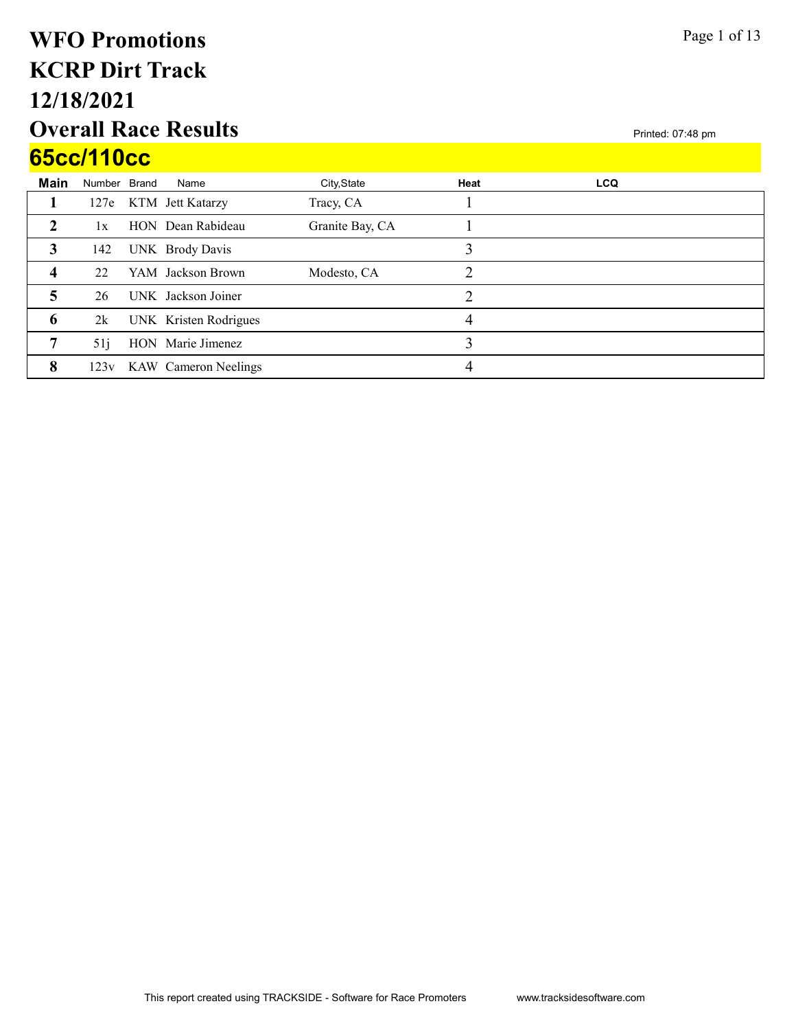# WFO Promotions
# KCRP Dirt Track
# 12/18/2021
# Overall Race Results

Printed: 07:48 pm

## 65cc/110cc

| Main | Number | Brand | Name | City,State | Heat | LCQ |
|---|---|---|---|---|---|---|
| 1 | 127e | KTM | Jett Katarzy | Tracy, CA | 1 | |
| 2 | 1x | HON | Dean Rabideau | Granite Bay, CA | 1 | |
| 3 | 142 | UNK | Brody Davis | | 3 | |
| 4 | 22 | YAM | Jackson Brown | Modesto, CA | 2 | |
| 5 | 26 | UNK | Jackson Joiner | | 2 | |
| 6 | 2k | UNK | Kristen Rodrigues | | 4 | |
| 7 | 51j | HON | Marie Jimenez | | 3 | |
| 8 | 123v | KAW | Cameron Neelings | | 4 | |

This report created using TRACKSIDE - Software for Race Promoters www.tracksidesoftware.com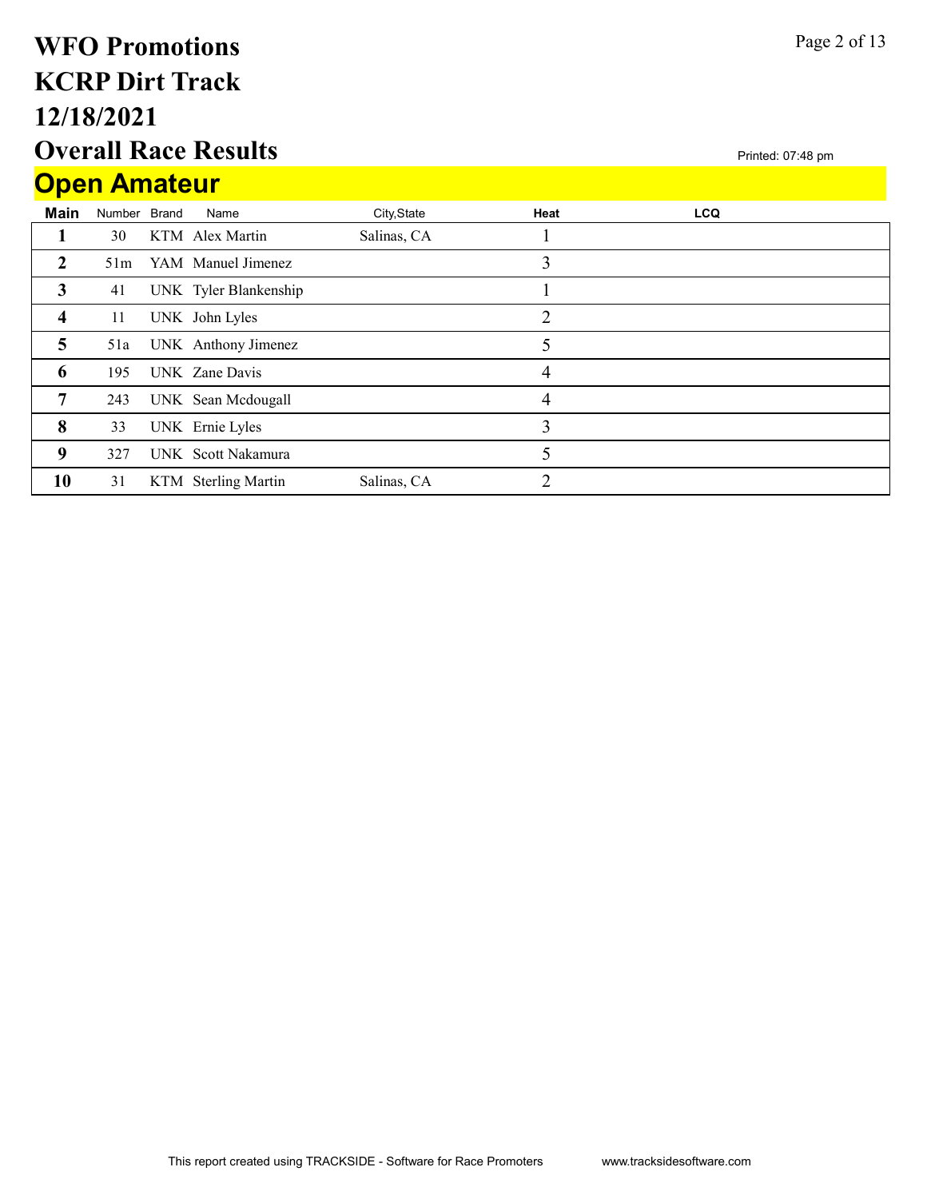# WFO Promotions
# KCRP Dirt Track
# 12/18/2021
# Overall Race Results

Printed: 07:48 pm

## Open Amateur

| Main | Number | Brand | Name | City,State | Heat | LCQ |
|---|---|---|---|---|---|---|
| 1 | 30 | KTM | Alex Martin | Salinas, CA | 1 | |
| 2 | 51m | YAM | Manuel Jimenez | | 3 | |
| 3 | 41 | UNK | Tyler Blankenship | | 1 | |
| 4 | 11 | UNK | John Lyles | | 2 | |
| 5 | 51a | UNK | Anthony Jimenez | | 5 | |
| 6 | 195 | UNK | Zane Davis | | 4 | |
| 7 | 243 | UNK | Sean Mcdougall | | 4 | |
| 8 | 33 | UNK | Ernie Lyles | | 3 | |
| 9 | 327 | UNK | Scott Nakamura | | 5 | |
| 10 | 31 | KTM | Sterling Martin | Salinas, CA | 2 | |

This report created using TRACKSIDE - Software for Race Promoters www.tracksidesoftware.com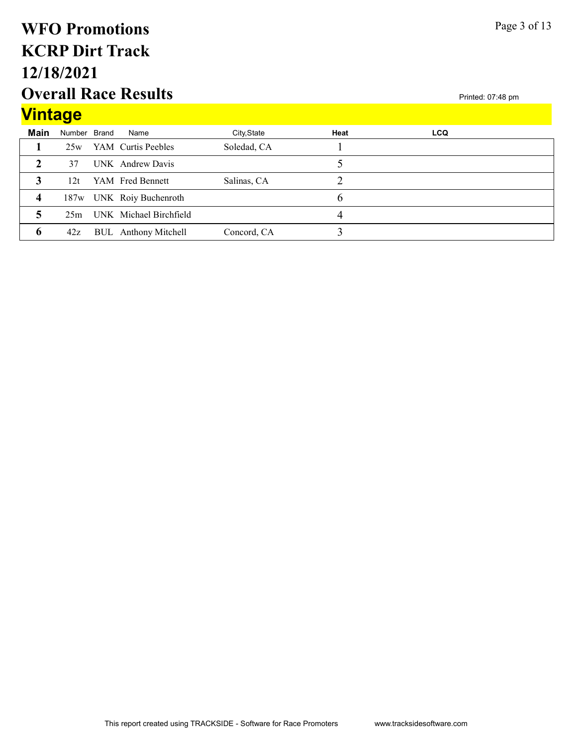# WFO Promotions
# KCRP Dirt Track
# 12/18/2021
# Overall Race Results

Printed: 07:48 pm

## Vintage

| Main | Number | Brand | Name | City,State | Heat | LCQ |
|---|---|---|---|---|---|---|
| 1 | 25w | YAM | Curtis Peebles | Soledad, CA | 1 | |
| 2 | 37 | UNK | Andrew Davis | | 5 | |
| 3 | 12t | YAM | Fred Bennett | Salinas, CA | 2 | |
| 4 | 187w | UNK | Roiy Buchenroth | | 6 | |
| 5 | 25m | UNK | Michael Birchfield | | 4 | |
| 6 | 42z | BUL | Anthony Mitchell | Concord, CA | 3 | |

This report created using TRACKSIDE - Software for Race Promoters www.tracksidesoftware.com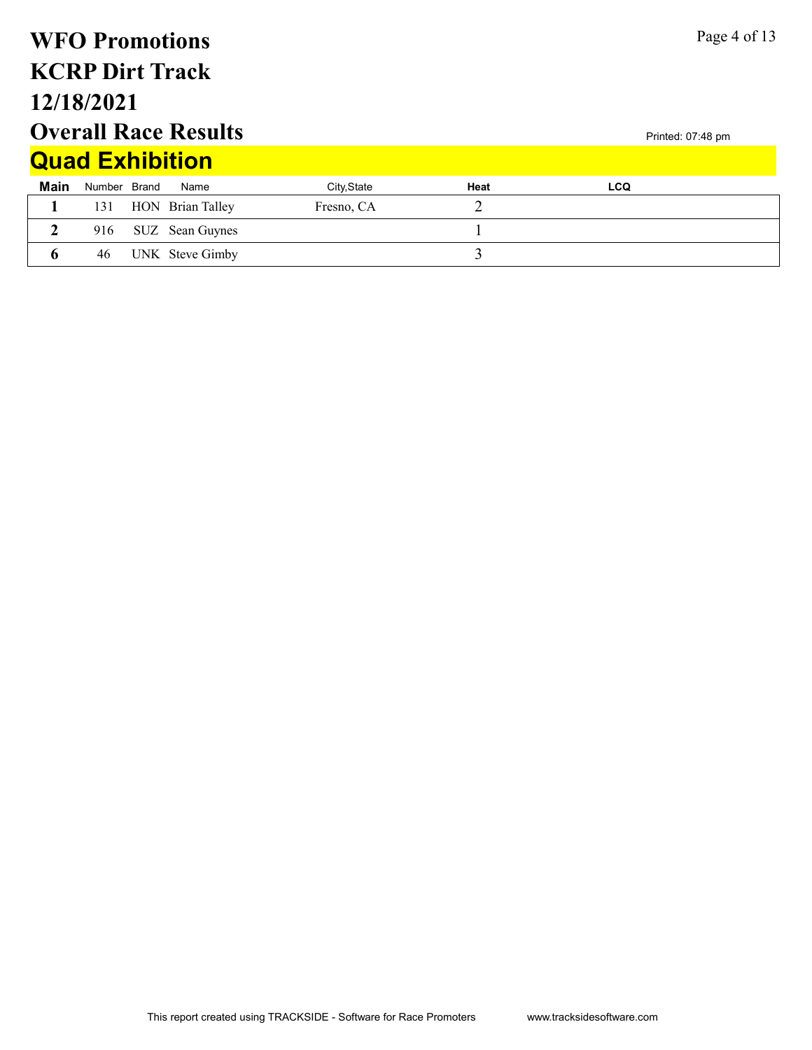# WFO Promotions
# KCRP Dirt Track
# 12/18/2021
# Overall Race Results

Printed: 07:48 pm

## Quad Exhibition

| Main | Number | Brand | Name | City,State | Heat | LCQ |
|---|---|---|---|---|---|---|
| 1 | 131 | HON | Brian Talley | Fresno, CA | 2 | |
| 2 | 916 | SUZ | Sean Guynes | | 1 | |
| 6 | 46 | UNK | Steve Gimby | | 3 | |

This report created using TRACKSIDE - Software for Race Promoters www.tracksidesoftware.com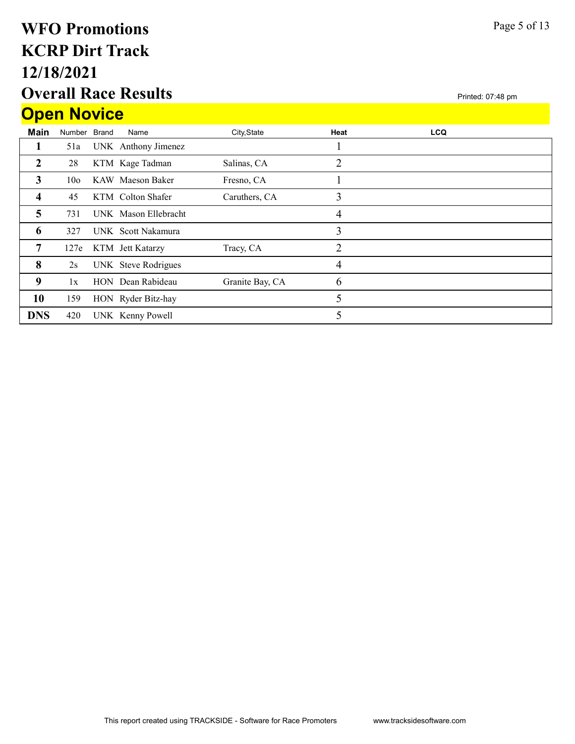# WFO Promotions
# KCRP Dirt Track
# 12/18/2021
# Overall Race Results

Printed: 07:48 pm

## Open Novice

| Main | Number | Brand | Name | City,State | Heat | LCQ |
|---|---|---|---|---|---|---|
| 1 | 51a | UNK | Anthony Jimenez | | 1 | |
| 2 | 28 | KTM | Kage Tadman | Salinas, CA | 2 | |
| 3 | 10o | KAW | Maeson Baker | Fresno, CA | 1 | |
| 4 | 45 | KTM | Colton Shafer | Caruthers, CA | 3 | |
| 5 | 731 | UNK | Mason Ellebracht | | 4 | |
| 6 | 327 | UNK | Scott Nakamura | | 3 | |
| 7 | 127e | KTM | Jett Katarzy | Tracy, CA | 2 | |
| 8 | 2s | UNK | Steve Rodrigues | | 4 | |
| 9 | 1x | HON | Dean Rabideau | Granite Bay, CA | 6 | |
| 10 | 159 | HON | Ryder Bitz-hay | | 5 | |
| DNS | 420 | UNK | Kenny Powell | | 5 | |

This report created using TRACKSIDE - Software for Race Promoters www.tracksidesoftware.com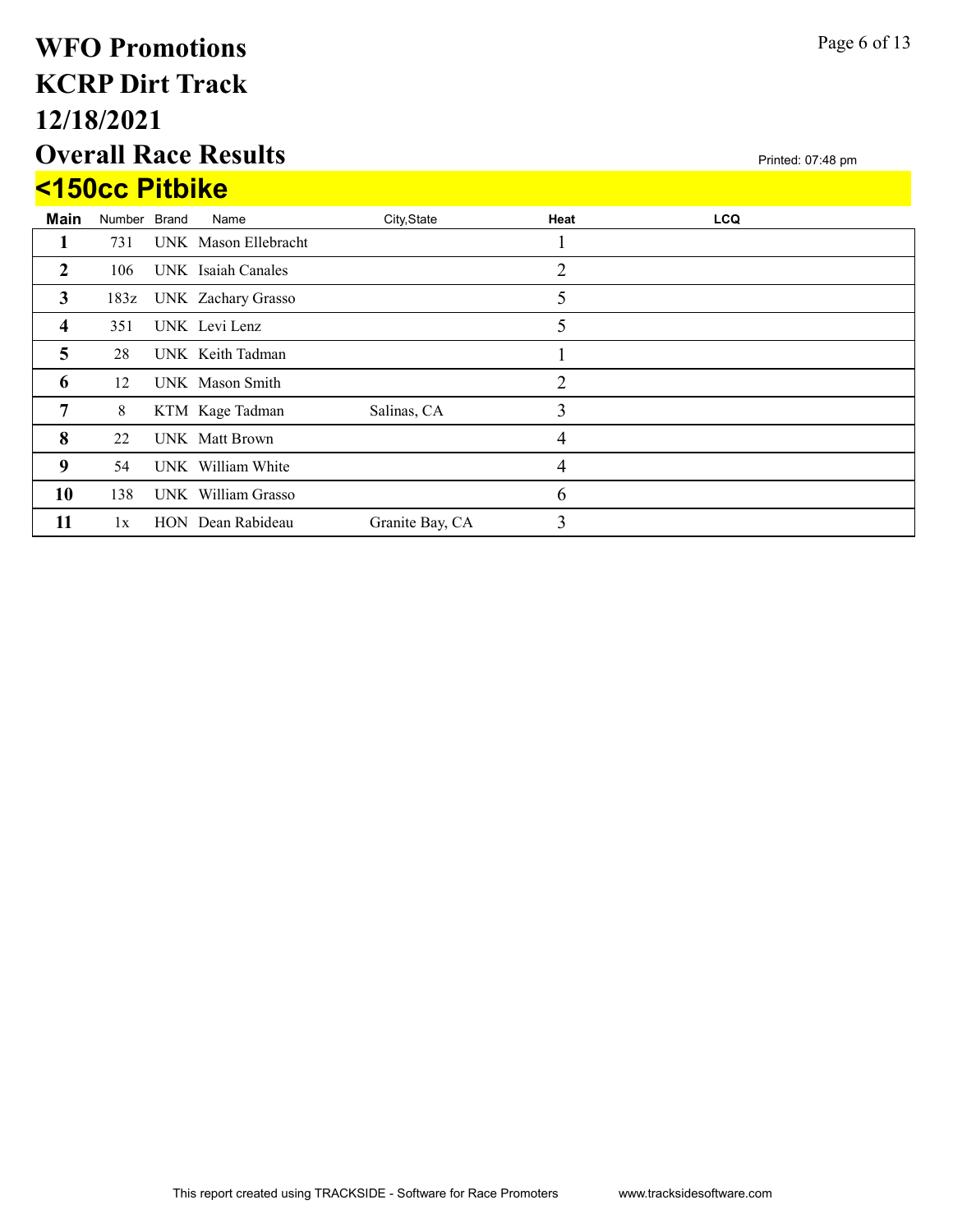# WFO Promotions
# KCRP Dirt Track
# 12/18/2021
# Overall Race Results

Printed: 07:48 pm

## <150cc Pitbike

| Main | Number | Brand | Name | City,State | Heat | LCQ |
|---|---|---|---|---|---|---|
| 1 | 731 | UNK | Mason Ellebracht | | 1 | |
| 2 | 106 | UNK | Isaiah Canales | | 2 | |
| 3 | 183z | UNK | Zachary Grasso | | 5 | |
| 4 | 351 | UNK | Levi Lenz | | 5 | |
| 5 | 28 | UNK | Keith Tadman | | 1 | |
| 6 | 12 | UNK | Mason Smith | | 2 | |
| 7 | 8 | KTM | Kage Tadman | Salinas, CA | 3 | |
| 8 | 22 | UNK | Matt Brown | | 4 | |
| 9 | 54 | UNK | William White | | 4 | |
| 10 | 138 | UNK | William Grasso | | 6 | |
| 11 | 1x | HON | Dean Rabideau | Granite Bay, CA | 3 | |

This report created using TRACKSIDE - Software for Race Promoters www.tracksidesoftware.com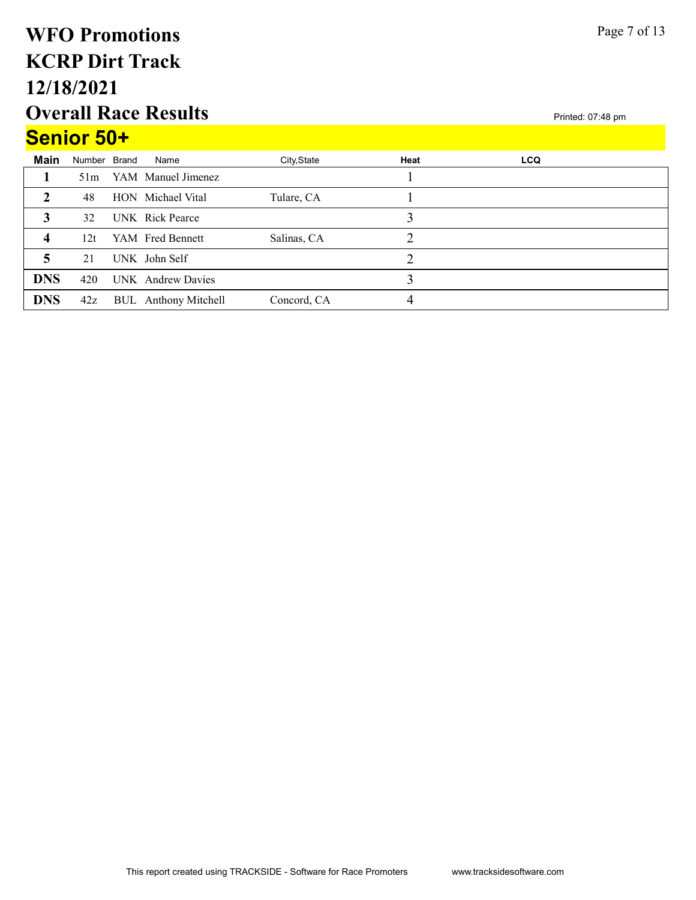# WFO Promotions
# KCRP Dirt Track
# 12/18/2021
# Overall Race Results

Printed: 07:48 pm

## Senior 50+

| Main | Number | Brand | Name | City,State | Heat | LCQ |
|---|---|---|---|---|---|---|
| 1 | 51m | YAM | Manuel Jimenez | | 1 | |
| 2 | 48 | HON | Michael Vital | Tulare, CA | 1 | |
| 3 | 32 | UNK | Rick Pearce | | 3 | |
| 4 | 12t | YAM | Fred Bennett | Salinas, CA | 2 | |
| 5 | 21 | UNK | John Self | | 2 | |
| DNS | 420 | UNK | Andrew Davies | | 3 | |
| DNS | 42z | BUL | Anthony Mitchell | Concord, CA | 4 | |

This report created using TRACKSIDE - Software for Race Promoters www.tracksidesoftware.com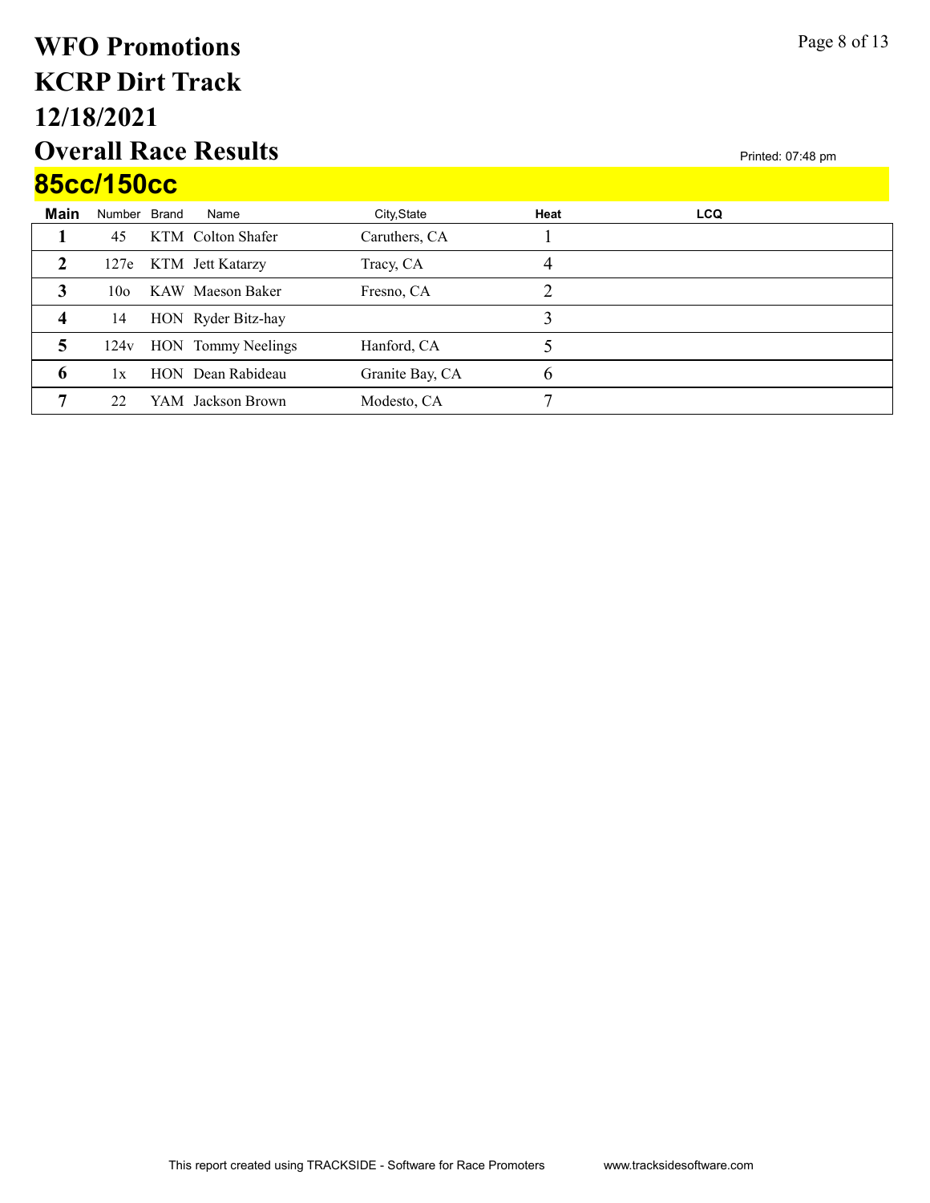# WFO Promotions
# KCRP Dirt Track
# 12/18/2021
# Overall Race Results

Printed: 07:48 pm

## 85cc/150cc

| Main | Number | Brand | Name | City,State | Heat | LCQ |
|---|---|---|---|---|---|---|
| 1 | 45 | KTM | Colton Shafer | Caruthers, CA | 1 | |
| 2 | 127e | KTM | Jett Katarzy | Tracy, CA | 4 | |
| 3 | 10o | KAW | Maeson Baker | Fresno, CA | 2 | |
| 4 | 14 | HON | Ryder Bitz-hay | | 3 | |
| 5 | 124v | HON | Tommy Neelings | Hanford, CA | 5 | |
| 6 | 1x | HON | Dean Rabideau | Granite Bay, CA | 6 | |
| 7 | 22 | YAM | Jackson Brown | Modesto, CA | 7 | |

This report created using TRACKSIDE - Software for Race Promoters www.tracksidesoftware.com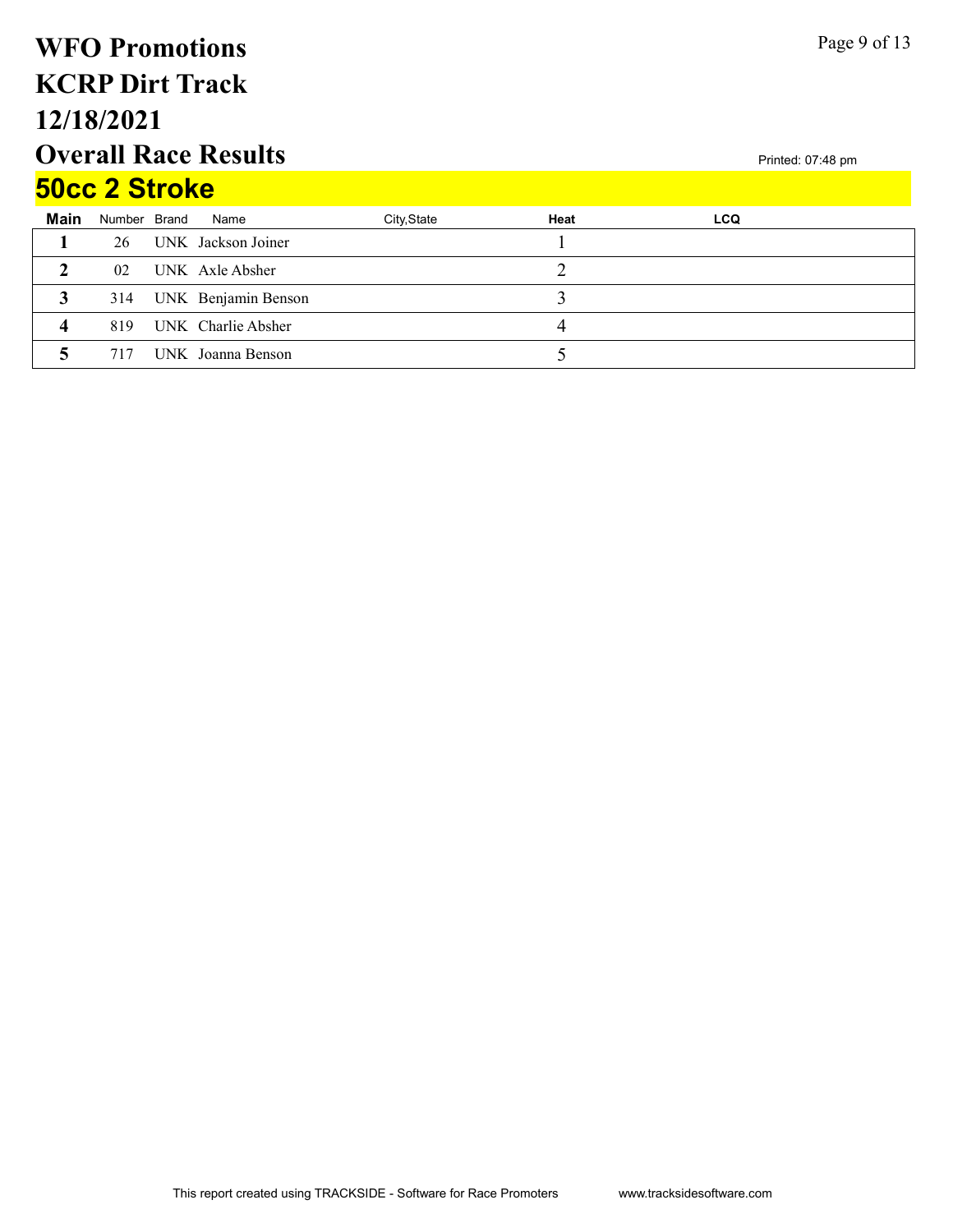# WFO Promotions
# KCRP Dirt Track
# 12/18/2021
# Overall Race Results

Printed: 07:48 pm

## 50cc 2 Stroke

| Main | Number | Brand | Name | City,State | Heat | LCQ |
|---|---|---|---|---|---|---|
| 1 | 26 | UNK | Jackson Joiner | | 1 | |
| 2 | 02 | UNK | Axle Absher | | 2 | |
| 3 | 314 | UNK | Benjamin Benson | | 3 | |
| 4 | 819 | UNK | Charlie Absher | | 4 | |
| 5 | 717 | UNK | Joanna Benson | | 5 | |

This report created using TRACKSIDE - Software for Race Promoters www.tracksidesoftware.com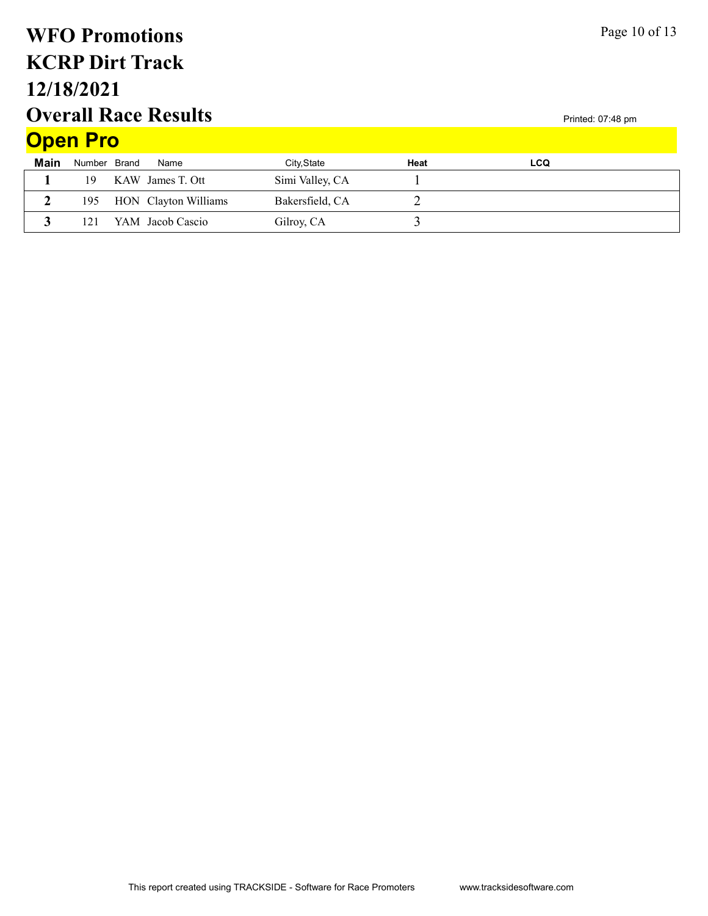# WFO Promotions
# KCRP Dirt Track
# 12/18/2021
# Overall Race Results

Printed: 07:48 pm

## Open Pro

| Main | Number | Brand | Name | City,State | Heat | LCQ |
|---|---|---|---|---|---|---|
| 1 | 19 | KAW | James T. Ott | Simi Valley, CA | 1 | |
| 2 | 195 | HON | Clayton Williams | Bakersfield, CA | 2 | |
| 3 | 121 | YAM | Jacob Cascio | Gilroy, CA | 3 | |

This report created using TRACKSIDE - Software for Race Promoters www.tracksidesoftware.com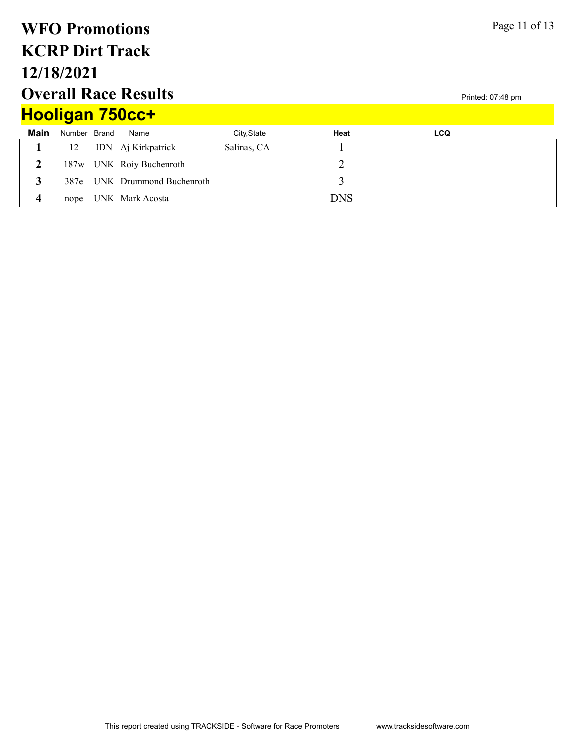# WFO Promotions
# KCRP Dirt Track
# 12/18/2021
# Overall Race Results

Printed: 07:48 pm

## Hooligan 750cc+

| Main | Number | Brand | Name | City,State | Heat | LCQ |
|---|---|---|---|---|---|---|
| 1 | 12 | IDN | Aj Kirkpatrick | Salinas, CA | 1 | |
| 2 | 187w | UNK | Roiy Buchenroth | | 2 | |
| 3 | 387e | UNK | Drummond Buchenroth | | 3 | |
| 4 | nope | UNK | Mark Acosta | | DNS | |

This report created using TRACKSIDE - Software for Race Promoters www.tracksidesoftware.com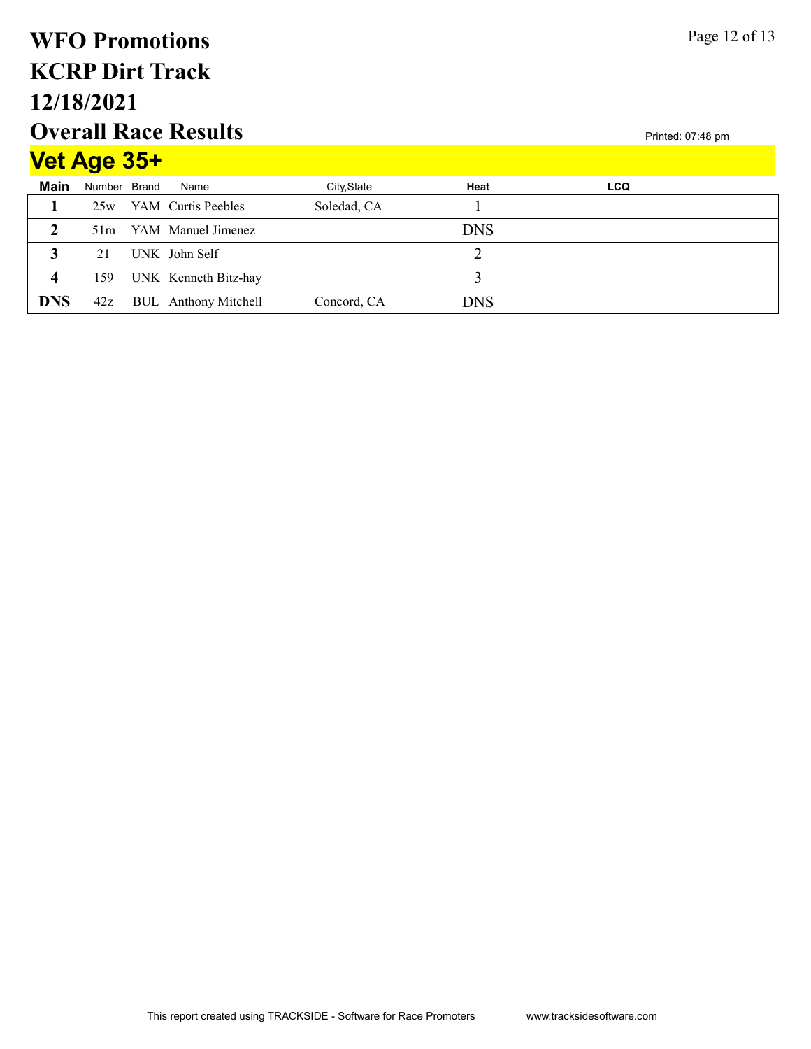# WFO Promotions
# KCRP Dirt Track
# 12/18/2021
# Overall Race Results

Printed: 07:48 pm

## Vet Age 35+

| Main | Number | Brand | Name | City,State | Heat | LCQ |
|---|---|---|---|---|---|---|
| 1 | 25w | YAM | Curtis Peebles | Soledad, CA | 1 | |
| 2 | 51m | YAM | Manuel Jimenez | | DNS | |
| 3 | 21 | UNK | John Self | | 2 | |
| 4 | 159 | UNK | Kenneth Bitz-hay | | 3 | |
| DNS | 42z | BUL | Anthony Mitchell | Concord, CA | DNS | |

This report created using TRACKSIDE - Software for Race Promoters www.tracksidesoftware.com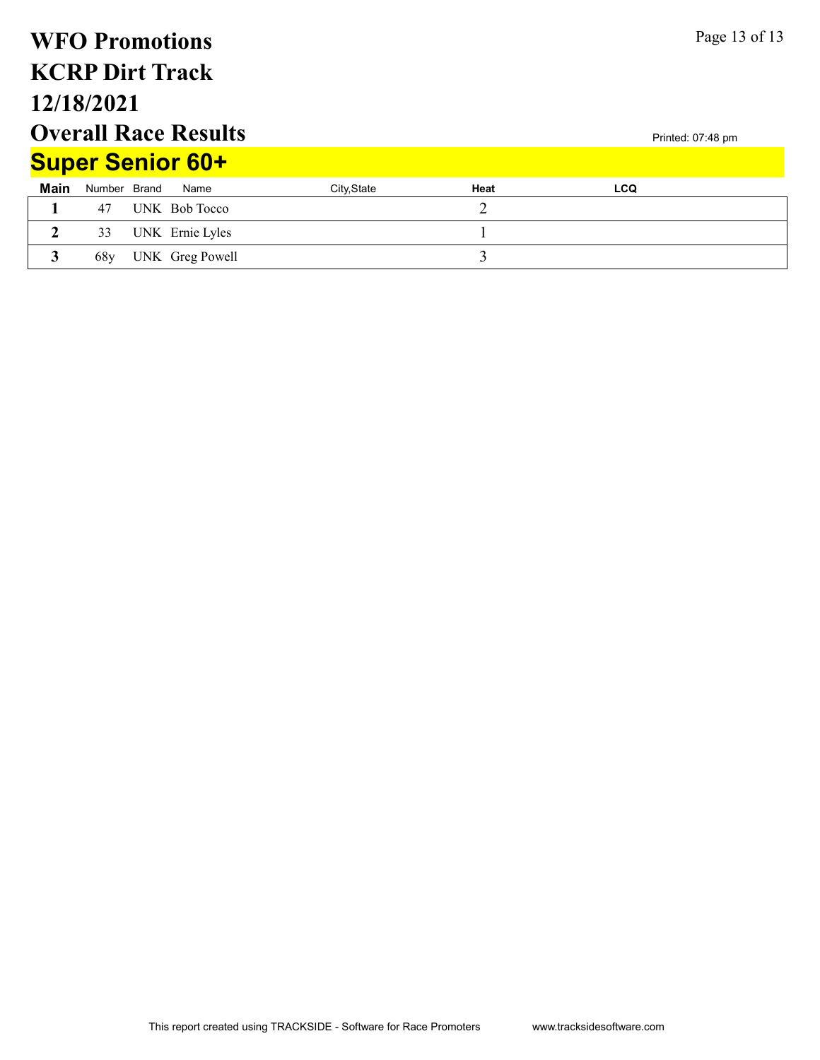# WFO Promotions
# KCRP Dirt Track
# 12/18/2021
# Overall Race Results

Printed: 07:48 pm

## Super Senior 60+

| Main | Number | Brand | Name | City,State | Heat | LCQ |
|---|---|---|---|---|---|---|
| 1 | 47 | UNK | Bob Tocco | | 2 | |
| 2 | 33 | UNK | Ernie Lyles | | 1 | |
| 3 | 68y | UNK | Greg Powell | | 3 | |

This report created using TRACKSIDE - Software for Race Promoters www.tracksidesoftware.com